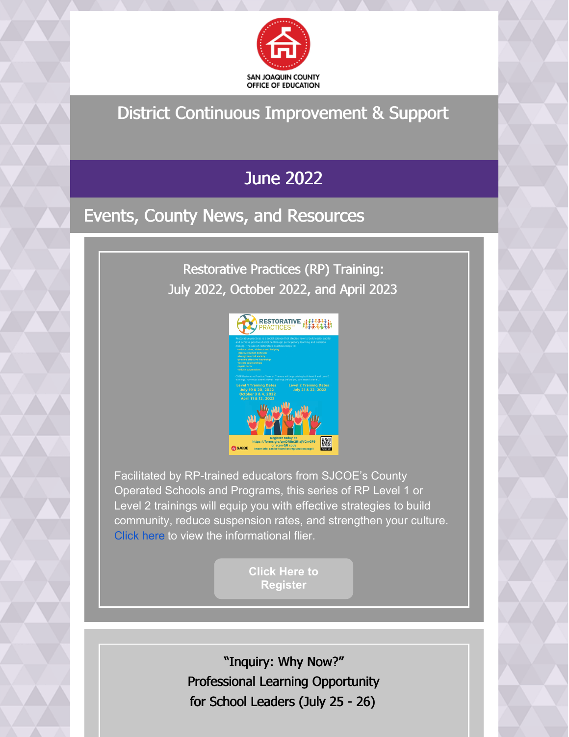SAN JOAQUIN COUNTY OFFICE OF EDUCATION

# District Continuous Improvement & Support

## June 2022

## Events, County News, and Resources

### Restorative Practices (RP) Training: July 2022, October 2022, and April 2023

Facilitated by RP-trained educators from SJCOE's County Operated Schools and Programs, this series of RP Level 1 or Level 2 trainings will equip you with effective strategies to build community, reduce suspension rates, and strengthen your culture. Click here to view the informational flier.

**Click Here to Register**

### "Inquiry: Why Now?" Professional Learning Opportunity for School Leaders (July 25 - 26)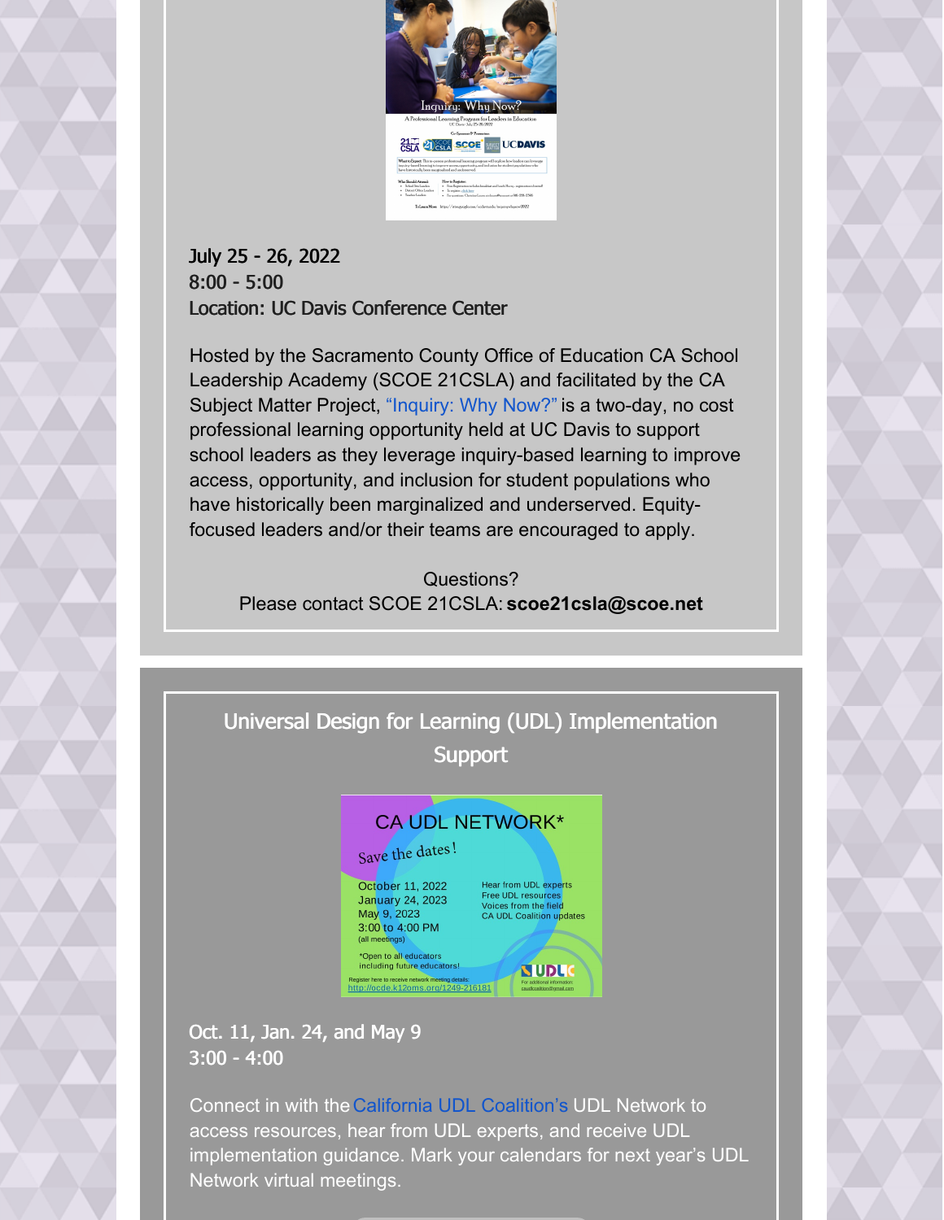July 25 - 26, 2022
8:00 - 5:00
Location: UC Davis Conference Center

Hosted by the Sacramento County Office of Education CA School Leadership Academy (SCOE 21CSLA) and facilitated by the CA Subject Matter Project, "Inquiry: Why Now?" is a two-day, no cost professional learning opportunity held at UC Davis to support school leaders as they leverage inquiry-based learning to improve access, opportunity, and inclusion for student populations who have historically been marginalized and underserved. Equity-focused leaders and/or their teams are encouraged to apply.

Questions?
Please contact SCOE 21CSLA: **scoe21csla@scoe.net**

## Universal Design for Learning (UDL) Implementation Support

Oct. 11, Jan. 24, and May 9
3:00 - 4:00

Connect in with the California UDL Coalition's UDL Network to access resources, hear from UDL experts, and receive UDL implementation guidance. Mark your calendars for next year's UDL Network virtual meetings.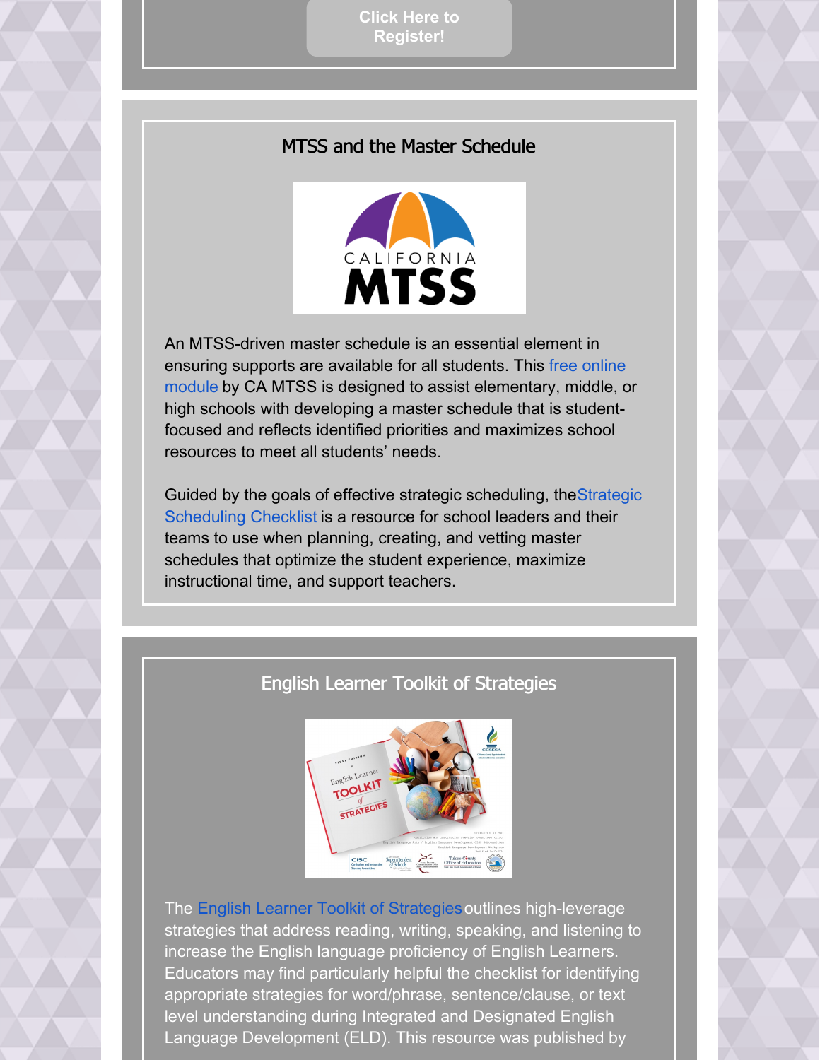Click Here to Register!

## MTSS and the Master Schedule

An MTSS-driven master schedule is an essential element in ensuring supports are available for all students. This free online module by CA MTSS is designed to assist elementary, middle, or high schools with developing a master schedule that is student-focused and reflects identified priorities and maximizes school resources to meet all students' needs.

Guided by the goals of effective strategic scheduling, the Strategic Scheduling Checklist is a resource for school leaders and their teams to use when planning, creating, and vetting master schedules that optimize the student experience, maximize instructional time, and support teachers.

## English Learner Toolkit of Strategies

The English Learner Toolkit of Strategies outlines high-leverage strategies that address reading, writing, speaking, and listening to increase the English language proficiency of English Learners. Educators may find particularly helpful the checklist for identifying appropriate strategies for word/phrase, sentence/clause, or text level understanding during Integrated and Designated English Language Development (ELD). This resource was published by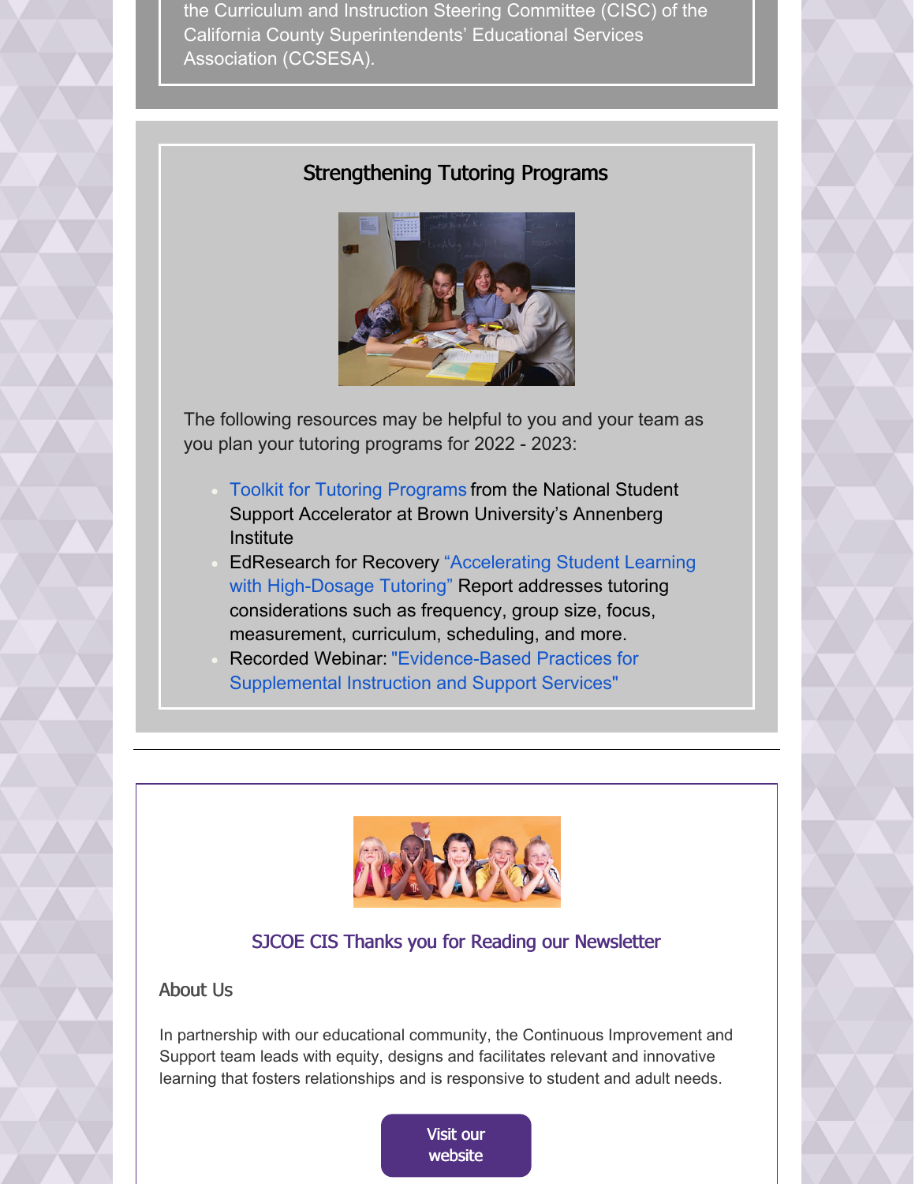the Curriculum and Instruction Steering Committee (CISC) of the California County Superintendents' Educational Services Association (CCSESA).

## Strengthening Tutoring Programs

The following resources may be helpful to you and your team as you plan your tutoring programs for 2022 - 2023:

- Toolkit for Tutoring Programs from the National Student Support Accelerator at Brown University's Annenberg Institute
- EdResearch for Recovery "Accelerating Student Learning with High-Dosage Tutoring" Report addresses tutoring considerations such as frequency, group size, focus, measurement, curriculum, scheduling, and more.
- Recorded Webinar: "Evidence-Based Practices for Supplemental Instruction and Support Services"

---

### SJCOE CIS Thanks you for Reading our Newsletter

### About Us

In partnership with our educational community, the Continuous Improvement and Support team leads with equity, designs and facilitates relevant and innovative learning that fosters relationships and is responsive to student and adult needs.

Visit our website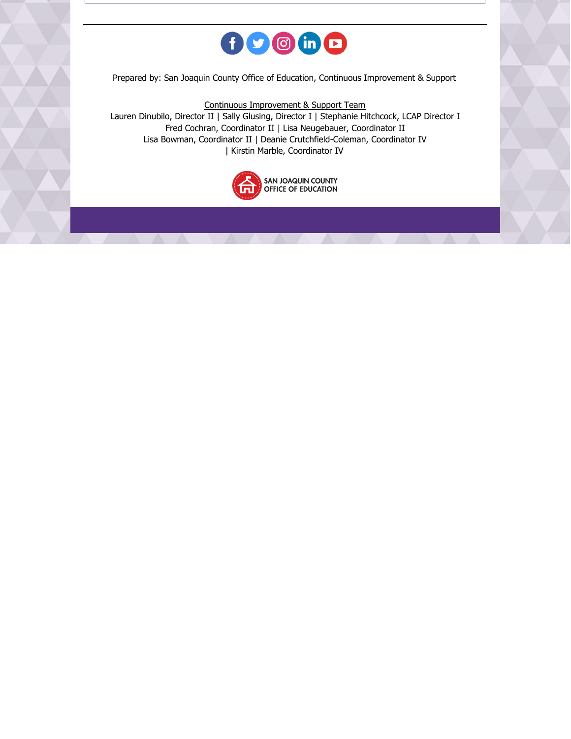Prepared by: San Joaquin County Office of Education, Continuous Improvement & Support

Continuous Improvement & Support Team

Lauren Dinubilo, Director II | Sally Glusing, Director I | Stephanie Hitchcock, LCAP Director I
Fred Cochran, Coordinator II | Lisa Neugebauer, Coordinator II
Lisa Bowman, Coordinator II | Deanie Crutchfield-Coleman, Coordinator IV
| Kirstin Marble, Coordinator IV

SAN JOAQUIN COUNTY OFFICE OF EDUCATION